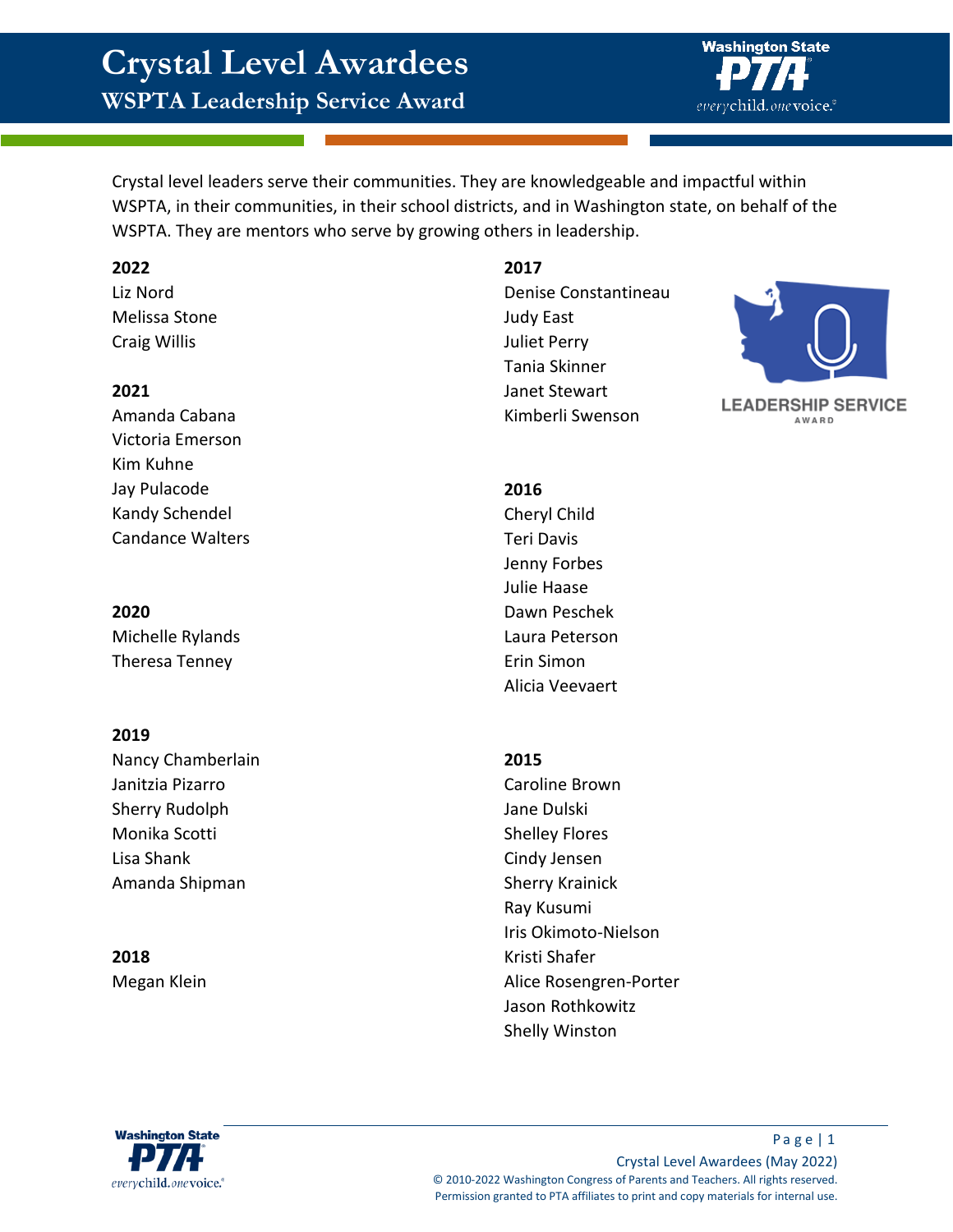# Crystal Level Awardees

## WSPTA Leadership Service Award

Crystal level leaders serve their communities. They are knowledgeable and impactful within WSPTA, in their communities, in their school districts, and in Washington state, on behalf of the WSPTA. They are mentors who serve by growing others in leadership.

**2022**
Liz Nord
Melissa Stone
Craig Willis

**2021**
Amanda Cabana
Victoria Emerson
Kim Kuhne
Jay Pulacode
Kandy Schendel
Candance Walters

**2020**
Michelle Rylands
Theresa Tenney

**2019**
Nancy Chamberlain
Janitzia Pizarro
Sherry Rudolph
Monika Scotti
Lisa Shank
Amanda Shipman

**2018**
Megan Klein

**2017**
Denise Constantineau
Judy East
Juliet Perry
Tania Skinner
Janet Stewart
Kimberli Swenson

**2016**
Cheryl Child
Teri Davis
Jenny Forbes
Julie Haase
Dawn Peschek
Laura Peterson
Erin Simon
Alicia Veevaert

**2015**
Caroline Brown
Jane Dulski
Shelley Flores
Cindy Jensen
Sherry Krainick
Ray Kusumi
Iris Okimoto-Nielson
Kristi Shafer
Alice Rosengren-Porter
Jason Rothkowitz
Shelly Winston

Crystal Level Awardees (May 2022)
© 2010-2022 Washington Congress of Parents and Teachers. All rights reserved.
Permission granted to PTA affiliates to print and copy materials for internal use.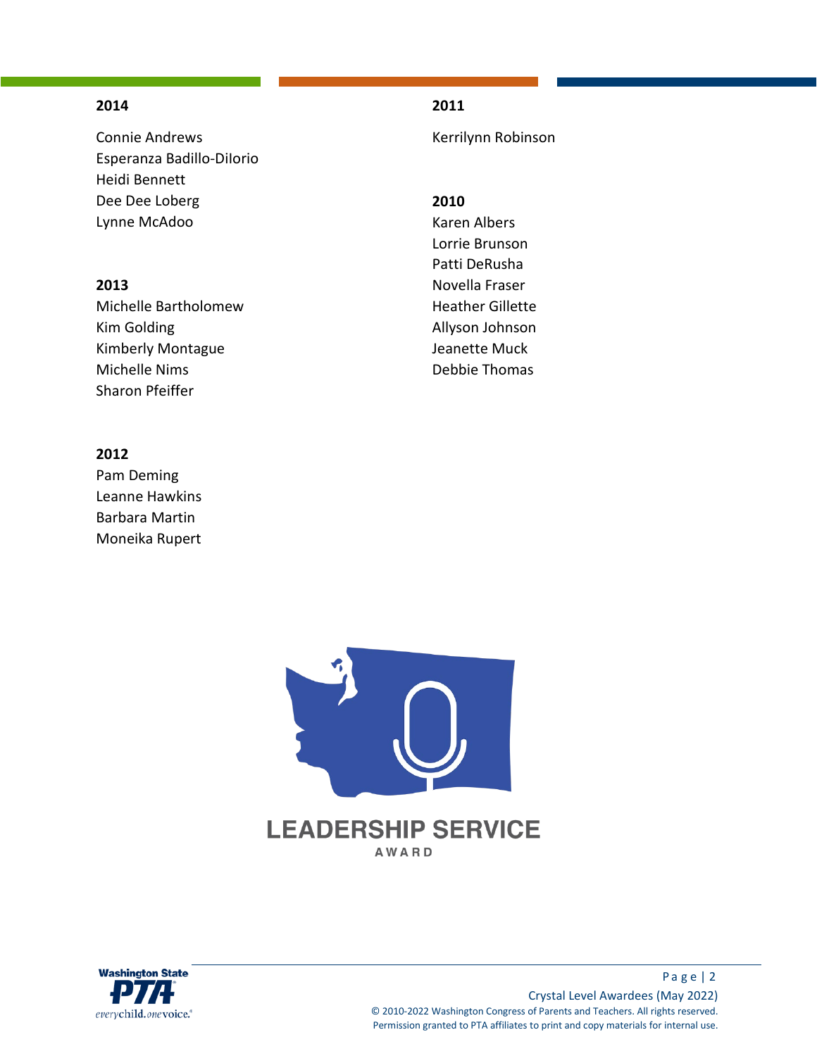**2014**

Connie Andrews
Esperanza Badillo-DiIorio
Heidi Bennett
Dee Dee Loberg
Lynne McAdoo

**2013**

Michelle Bartholomew
Kim Golding
Kimberly Montague
Michelle Nims
Sharon Pfeiffer

**2012**

Pam Deming
Leanne Hawkins
Barbara Martin
Moneika Rupert

**2011**

Kerrilynn Robinson

**2010**

Karen Albers
Lorrie Brunson
Patti DeRusha
Novella Fraser
Heather Gillette
Allyson Johnson
Jeanette Muck
Debbie Thomas

LEADERSHIP SERVICE
AWARD